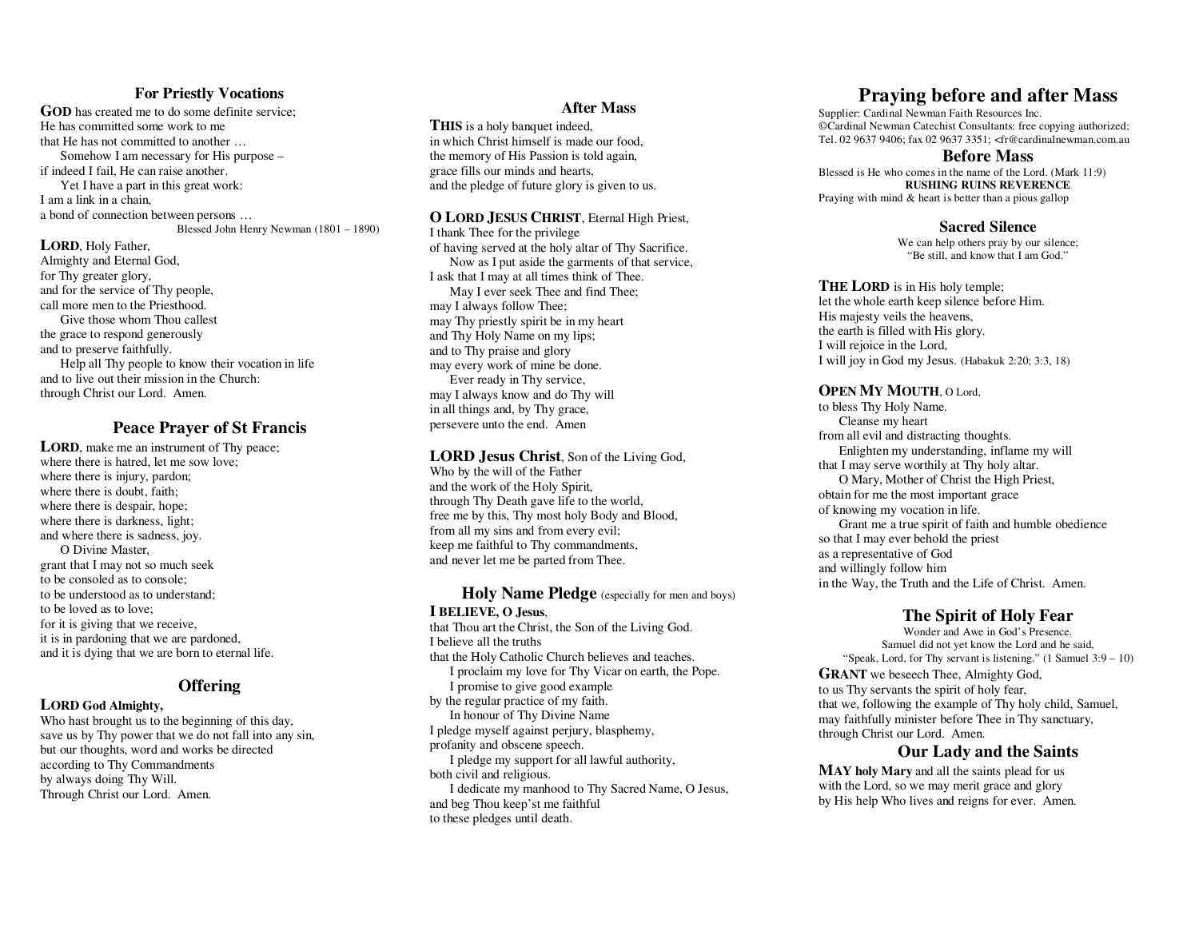## For Priestly Vocations

**GOD** has created me to do some definite service;
He has committed some work to me
that He has not committed to another …
Somehow I am necessary for His purpose –
if indeed I fail, He can raise another.
Yet I have a part in this great work:
I am a link in a chain,
a bond of connection between persons …

Blessed John Henry Newman (1801 – 1890)

**LORD**, Holy Father,
Almighty and Eternal God,
for Thy greater glory,
and for the service of Thy people,
call more men to the Priesthood.
Give those whom Thou callest
the grace to respond generously
and to preserve faithfully.
Help all Thy people to know their vocation in life
and to live out their mission in the Church:
through Christ our Lord. Amen.

## Peace Prayer of St Francis

**LORD**, make me an instrument of Thy peace;
where there is hatred, let me sow love;
where there is injury, pardon;
where there is doubt, faith;
where there is despair, hope;
where there is darkness, light;
and where there is sadness, joy.
O Divine Master,
grant that I may not so much seek
to be consoled as to console;
to be understood as to understand;
to be loved as to love;
for it is giving that we receive,
it is in pardoning that we are pardoned,
and it is dying that we are born to eternal life.

## Offering

**LORD God Almighty,**
Who hast brought us to the beginning of this day,
save us by Thy power that we do not fall into any sin,
but our thoughts, word and works be directed
according to Thy Commandments
by always doing Thy Will.
Through Christ our Lord. Amen.

## After Mass

**THIS** is a holy banquet indeed,
in which Christ himself is made our food,
the memory of His Passion is told again,
grace fills our minds and hearts,
and the pledge of future glory is given to us.

**O LORD JESUS CHRIST**, Eternal High Priest,
I thank Thee for the privilege
of having served at the holy altar of Thy Sacrifice.
Now as I put aside the garments of that service,
I ask that I may at all times think of Thee.
May I ever seek Thee and find Thee;
may I always follow Thee;
may Thy priestly spirit be in my heart
and Thy Holy Name on my lips;
and to Thy praise and glory
may every work of mine be done.
Ever ready in Thy service,
may I always know and do Thy will
in all things and, by Thy grace,
persevere unto the end. Amen

**LORD Jesus Christ**, Son of the Living God,
Who by the will of the Father
and the work of the Holy Spirit,
through Thy Death gave life to the world,
free me by this, Thy most holy Body and Blood,
from all my sins and from every evil;
keep me faithful to Thy commandments,
and never let me be parted from Thee.

## Holy Name Pledge (especially for men and boys)

**I BELIEVE, O Jesus**,
that Thou art the Christ, the Son of the Living God.
I believe all the truths
that the Holy Catholic Church believes and teaches.
I proclaim my love for Thy Vicar on earth, the Pope.
I promise to give good example
by the regular practice of my faith.
In honour of Thy Divine Name
I pledge myself against perjury, blasphemy,
profanity and obscene speech.
I pledge my support for all lawful authority,
both civil and religious.
I dedicate my manhood to Thy Sacred Name, O Jesus,
and beg Thou keep'st me faithful
to these pledges until death.

# Praying before and after Mass

Supplier: Cardinal Newman Faith Resources Inc.
©Cardinal Newman Catechist Consultants: free copying authorized;
Tel. 02 9637 9406; fax 02 9637 3351; <fr@cardinalnewman.com.au

## Before Mass

Blessed is He who comes in the name of the Lord. (Mark 11:9)

**RUSHING RUINS REVERENCE**

Praying with mind & heart is better than a pious gallop

## Sacred Silence

We can help others pray by our silence;
"Be still, and know that I am God."

**THE LORD** is in His holy temple;
let the whole earth keep silence before Him.
His majesty veils the heavens,
the earth is filled with His glory.
I will rejoice in the Lord,
I will joy in God my Jesus. (Habakuk 2:20; 3:3, 18)

**OPEN MY MOUTH**, O Lord,
to bless Thy Holy Name.
Cleanse my heart
from all evil and distracting thoughts.
Enlighten my understanding, inflame my will
that I may serve worthily at Thy holy altar.
O Mary, Mother of Christ the High Priest,
obtain for me the most important grace
of knowing my vocation in life.
Grant me a true spirit of faith and humble obedience
so that I may ever behold the priest
as a representative of God
and willingly follow him
in the Way, the Truth and the Life of Christ. Amen.

## The Spirit of Holy Fear

Wonder and Awe in God's Presence.
Samuel did not yet know the Lord and he said,
"Speak, Lord, for Thy servant is listening." (1 Samuel 3:9 – 10)

**GRANT** we beseech Thee, Almighty God,
to us Thy servants the spirit of holy fear,
that we, following the example of Thy holy child, Samuel,
may faithfully minister before Thee in Thy sanctuary,
through Christ our Lord. Amen.

## Our Lady and the Saints

**MAY holy Mary** and all the saints plead for us
with the Lord, so we may merit grace and glory
by His help Who lives and reigns for ever. Amen.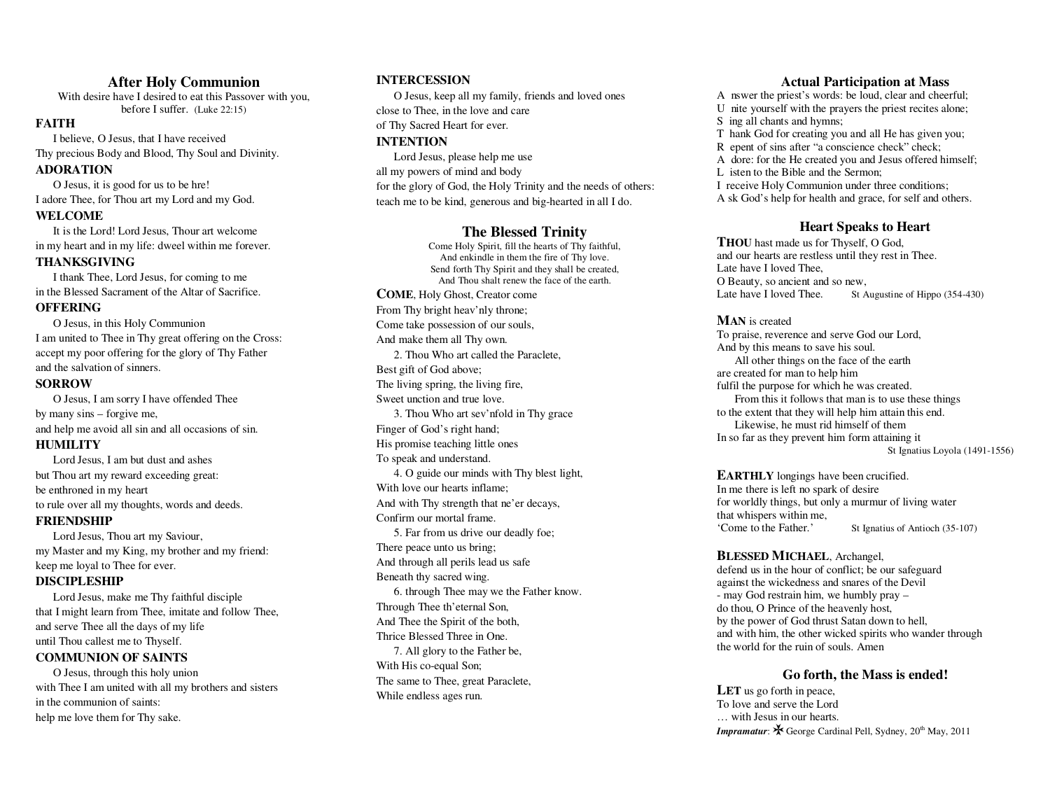## After Holy Communion

With desire have I desired to eat this Passover with you,
before I suffer. (Luke 22:15)

**FAITH**

I believe, O Jesus, that I have received
Thy precious Body and Blood, Thy Soul and Divinity.

**ADORATION**

O Jesus, it is good for us to be hre!
I adore Thee, for Thou art my Lord and my God.

**WELCOME**

It is the Lord! Lord Jesus, Thour art welcome
in my heart and in my life: dweel within me forever.

**THANKSGIVING**

I thank Thee, Lord Jesus, for coming to me
in the Blessed Sacrament of the Altar of Sacrifice.

**OFFERING**

O Jesus, in this Holy Communion
I am united to Thee in Thy great offering on the Cross:
accept my poor offering for the glory of Thy Father
and the salvation of sinners.

**SORROW**

O Jesus, I am sorry I have offended Thee
by many sins – forgive me,
and help me avoid all sin and all occasions of sin.

**HUMILITY**

Lord Jesus, I am but dust and ashes
but Thou art my reward exceeding great:
be enthroned in my heart
to rule over all my thoughts, words and deeds.

**FRIENDSHIP**

Lord Jesus, Thou art my Saviour,
my Master and my King, my brother and my friend:
keep me loyal to Thee for ever.

**DISCIPLESHIP**

Lord Jesus, make me Thy faithful disciple
that I might learn from Thee, imitate and follow Thee,
and serve Thee all the days of my life
until Thou callest me to Thyself.

**COMMUNION OF SAINTS**

O Jesus, through this holy union
with Thee I am united with all my brothers and sisters
in the communion of saints:
help me love them for Thy sake.

**INTERCESSION**

O Jesus, keep all my family, friends and loved ones
close to Thee, in the love and care
of Thy Sacred Heart for ever.

**INTENTION**

Lord Jesus, please help me use
all my powers of mind and body
for the glory of God, the Holy Trinity and the needs of others:
teach me to be kind, generous and big-hearted in all I do.

## The Blessed Trinity

Come Holy Spirit, fill the hearts of Thy faithful,
And enkindle in them the fire of Thy love.
Send forth Thy Spirit and they shall be created,
And Thou shalt renew the face of the earth.

**COME**, Holy Ghost, Creator come
From Thy bright heav'nly throne;
Come take possession of our souls,
And make them all Thy own.

2. Thou Who art called the Paraclete,
Best gift of God above;
The living spring, the living fire,
Sweet unction and true love.

3. Thou Who art sev'nfold in Thy grace
Finger of God's right hand;
His promise teaching little ones
To speak and understand.

4. O guide our minds with Thy blest light,
With love our hearts inflame;
And with Thy strength that ne'er decays,
Confirm our mortal frame.

5. Far from us drive our deadly foe;
There peace unto us bring;
And through all perils lead us safe
Beneath thy sacred wing.

6. through Thee may we the Father know.
Through Thee th'eternal Son,
And Thee the Spirit of the both,
Thrice Blessed Three in One.

7. All glory to the Father be,
With His co-equal Son;
The same to Thee, great Paraclete,
While endless ages run.

## Actual Participation at Mass

A nswer the priest's words: be loud, clear and cheerful;
U nite yourself with the prayers the priest recites alone;
S ing all chants and hymns;
T hank God for creating you and all He has given you;
R epent of sins after "a conscience check" check;
A dore: for the He created you and Jesus offered himself;
L isten to the Bible and the Sermon;
I receive Holy Communion under three conditions;
A sk God's help for health and grace, for self and others.

## Heart Speaks to Heart

**THOU** hast made us for Thyself, O God,
and our hearts are restless until they rest in Thee.
Late have I loved Thee,
O Beauty, so ancient and so new,
Late have I loved Thee. St Augustine of Hippo (354-430)

**MAN** is created
To praise, reverence and serve God our Lord,
And by this means to save his soul.
All other things on the face of the earth
are created for man to help him
fulfil the purpose for which he was created.
From this it follows that man is to use these things
to the extent that they will help him attain this end.
Likewise, he must rid himself of them
In so far as they prevent him form attaining it
St Ignatius Loyola (1491-1556)

**EARTHLY** longings have been crucified.
In me there is left no spark of desire
for worldly things, but only a murmur of living water
that whispers within me,
'Come to the Father.' St Ignatius of Antioch (35-107)

**BLESSED MICHAEL**, Archangel,
defend us in the hour of conflict; be our safeguard
against the wickedness and snares of the Devil
- may God restrain him, we humbly pray –
do thou, O Prince of the heavenly host,
by the power of God thrust Satan down to hell,
and with him, the other wicked spirits who wander through
the world for the ruin of souls. Amen

## Go forth, the Mass is ended!

**LET** us go forth in peace,
To love and serve the Lord
… with Jesus in our hearts.

***Impramatur***: ✠ George Cardinal Pell, Sydney, 20th May, 2011